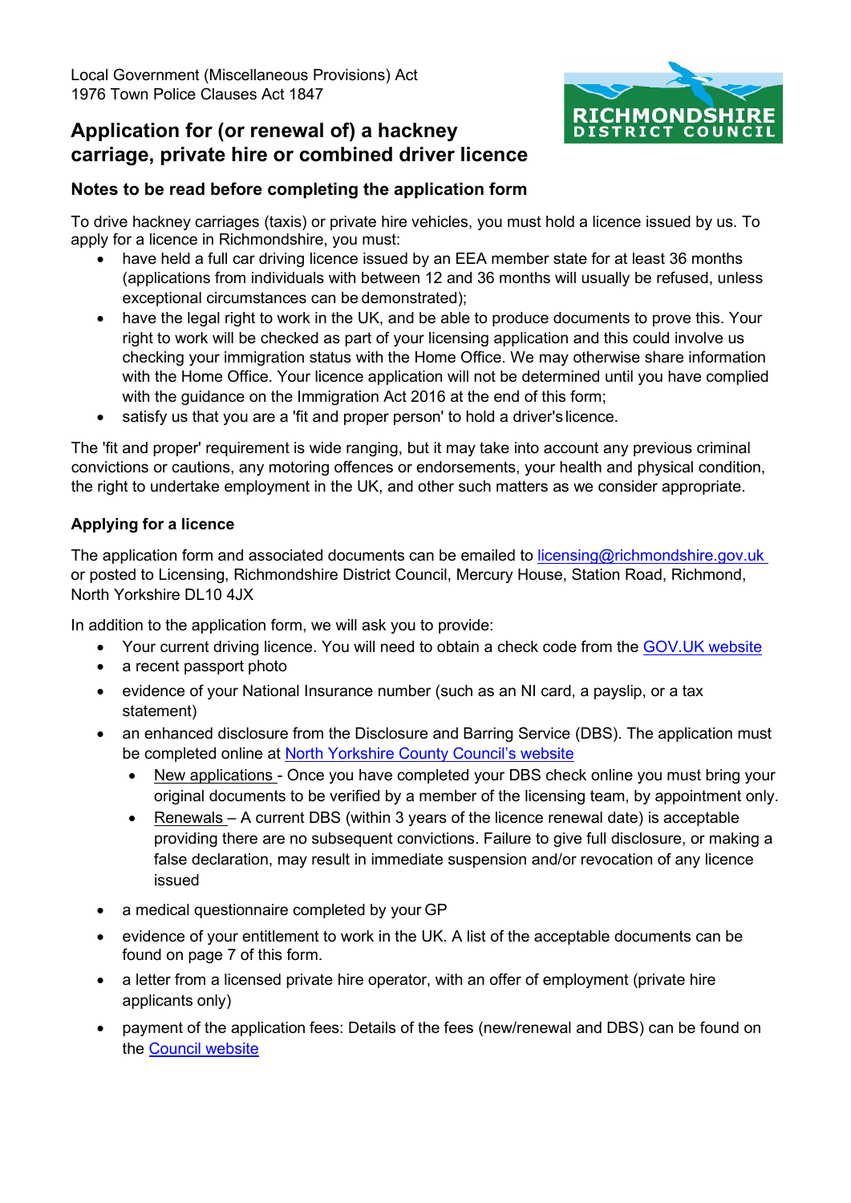Local Government (Miscellaneous Provisions) Act
1976 Town Police Clauses Act 1847

# Application for (or renewal of) a hackney carriage, private hire or combined driver licence

## Notes to be read before completing the application form

To drive hackney carriages (taxis) or private hire vehicles, you must hold a licence issued by us. To apply for a licence in Richmondshire, you must:

- have held a full car driving licence issued by an EEA member state for at least 36 months (applications from individuals with between 12 and 36 months will usually be refused, unless exceptional circumstances can be demonstrated);
- have the legal right to work in the UK, and be able to produce documents to prove this. Your right to work will be checked as part of your licensing application and this could involve us checking your immigration status with the Home Office. We may otherwise share information with the Home Office. Your licence application will not be determined until you have complied with the guidance on the Immigration Act 2016 at the end of this form;
- satisfy us that you are a 'fit and proper person' to hold a driver's licence.

The 'fit and proper' requirement is wide ranging, but it may take into account any previous criminal convictions or cautions, any motoring offences or endorsements, your health and physical condition, the right to undertake employment in the UK, and other such matters as we consider appropriate.

### Applying for a licence

The application form and associated documents can be emailed to licensing@richmondshire.gov.uk or posted to Licensing, Richmondshire District Council, Mercury House, Station Road, Richmond, North Yorkshire DL10 4JX

In addition to the application form, we will ask you to provide:

- Your current driving licence. You will need to obtain a check code from the GOV.UK website
- a recent passport photo
- evidence of your National Insurance number (such as an NI card, a payslip, or a tax statement)
- an enhanced disclosure from the Disclosure and Barring Service (DBS). The application must be completed online at North Yorkshire County Council's website
  - New applications - Once you have completed your DBS check online you must bring your original documents to be verified by a member of the licensing team, by appointment only.
  - Renewals – A current DBS (within 3 years of the licence renewal date) is acceptable providing there are no subsequent convictions. Failure to give full disclosure, or making a false declaration, may result in immediate suspension and/or revocation of any licence issued
- a medical questionnaire completed by your GP
- evidence of your entitlement to work in the UK. A list of the acceptable documents can be found on page 7 of this form.
- a letter from a licensed private hire operator, with an offer of employment (private hire applicants only)
- payment of the application fees: Details of the fees (new/renewal and DBS) can be found on the Council website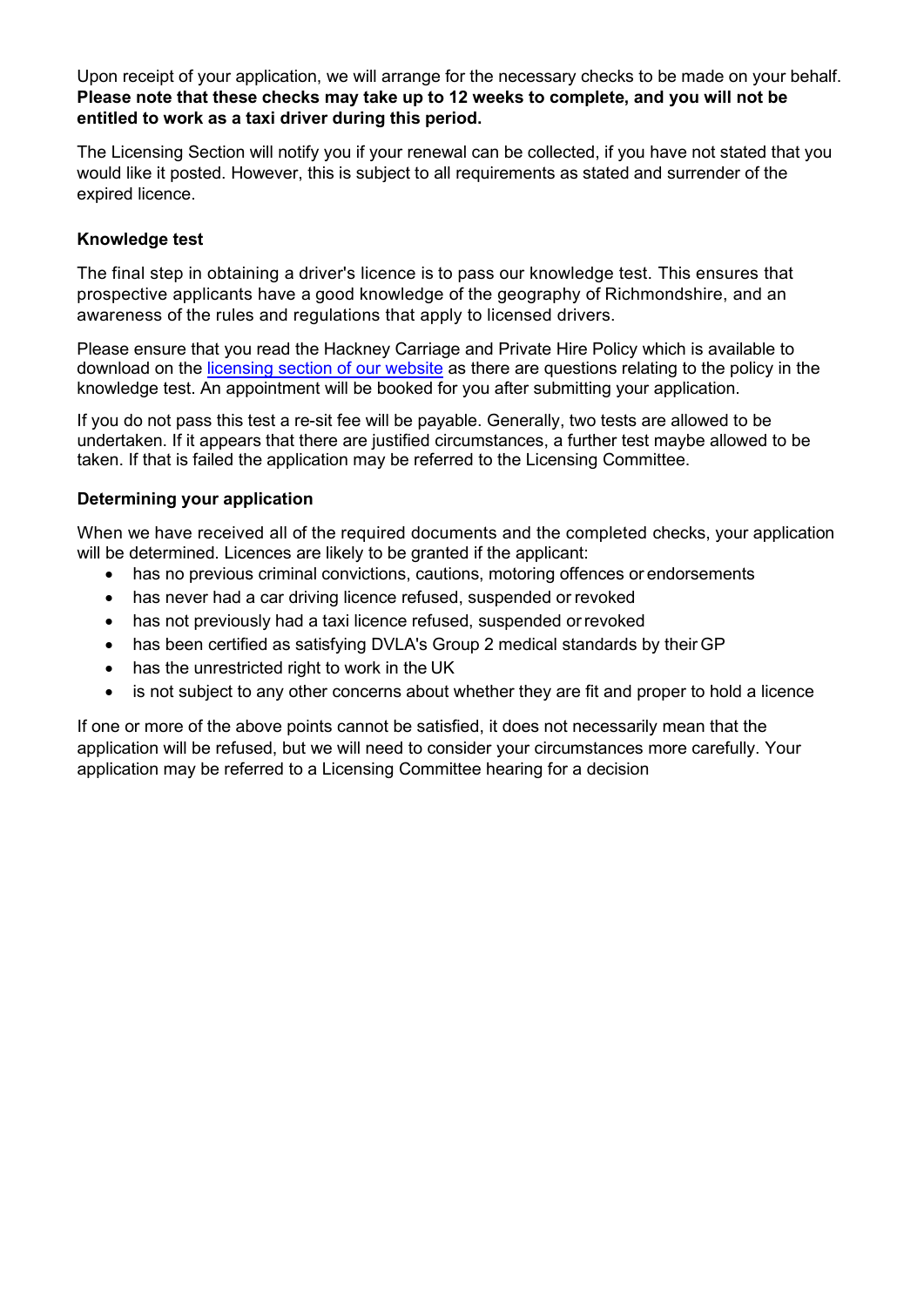Upon receipt of your application, we will arrange for the necessary checks to be made on your behalf. **Please note that these checks may take up to 12 weeks to complete, and you will not be entitled to work as a taxi driver during this period.**

The Licensing Section will notify you if your renewal can be collected, if you have not stated that you would like it posted. However, this is subject to all requirements as stated and surrender of the expired licence.

### Knowledge test

The final step in obtaining a driver's licence is to pass our knowledge test. This ensures that prospective applicants have a good knowledge of the geography of Richmondshire, and an awareness of the rules and regulations that apply to licensed drivers.

Please ensure that you read the Hackney Carriage and Private Hire Policy which is available to download on the [licensing section of our website] as there are questions relating to the policy in the knowledge test. An appointment will be booked for you after submitting your application.

If you do not pass this test a re-sit fee will be payable. Generally, two tests are allowed to be undertaken. If it appears that there are justified circumstances, a further test maybe allowed to be taken. If that is failed the application may be referred to the Licensing Committee.

### Determining your application

When we have received all of the required documents and the completed checks, your application will be determined. Licences are likely to be granted if the applicant:

- has no previous criminal convictions, cautions, motoring offences or endorsements
- has never had a car driving licence refused, suspended or revoked
- has not previously had a taxi licence refused, suspended or revoked
- has been certified as satisfying DVLA's Group 2 medical standards by their GP
- has the unrestricted right to work in the UK
- is not subject to any other concerns about whether they are fit and proper to hold a licence

If one or more of the above points cannot be satisfied, it does not necessarily mean that the application will be refused, but we will need to consider your circumstances more carefully. Your application may be referred to a Licensing Committee hearing for a decision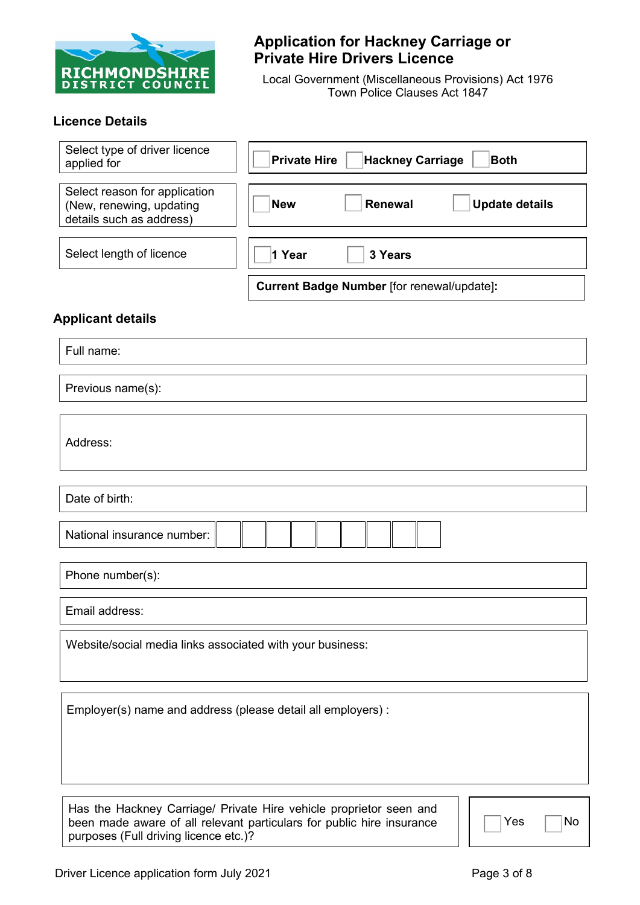RICHMONDSHIRE DISTRICT COUNCIL

# Application for Hackney Carriage or Private Hire Drivers Licence

Local Government (Miscellaneous Provisions) Act 1976
Town Police Clauses Act 1847

## Licence Details

| | |
|---|---|
| Select type of driver licence applied for | ☐ **Private Hire** ☐ **Hackney Carriage** ☐ **Both** |
| Select reason for application (New, renewing, updating details such as address) | ☐ **New** ☐ **Renewal** ☐ **Update details** |
| Select length of licence | ☐ **1 Year** ☐ **3 Years** |
| | **Current Badge Number** [for renewal/update]**:** |

## Applicant details

| |
|---|
| Full name: |
| Previous name(s): |
| Address: |
| Date of birth: |
| National insurance number: ☐☐☐☐☐☐☐☐☐ |
| Phone number(s): |
| Email address: |
| Website/social media links associated with your business: |
| Employer(s) name and address (please detail all employers) : |

| | |
|---|---|
| Has the Hackney Carriage/ Private Hire vehicle proprietor seen and been made aware of all relevant particulars for public hire insurance purposes (Full driving licence etc.)? | ☐ Yes ☐ No |

Driver Licence application form July 2021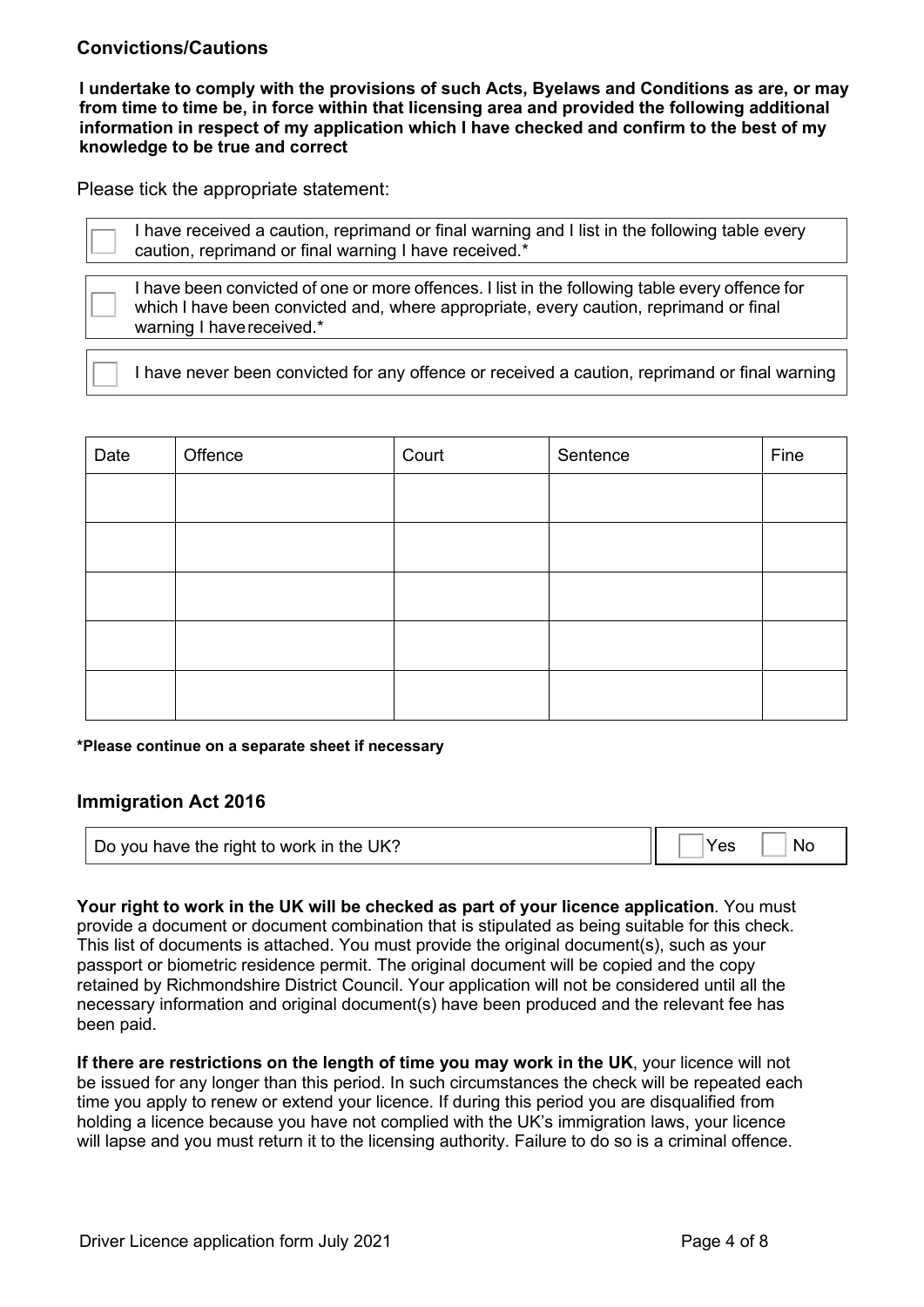## Convictions/Cautions

**I undertake to comply with the provisions of such Acts, Byelaws and Conditions as are, or may from time to time be, in force within that licensing area and provided the following additional information in respect of my application which I have checked and confirm to the best of my knowledge to be true and correct**

Please tick the appropriate statement:

- ☐ I have received a caution, reprimand or final warning and I list in the following table every caution, reprimand or final warning I have received.*
- ☐ I have been convicted of one or more offences. I list in the following table every offence for which I have been convicted and, where appropriate, every caution, reprimand or final warning I have received.*
- ☐ I have never been convicted for any offence or received a caution, reprimand or final warning

| Date | Offence | Court | Sentence | Fine |
|---|---|---|---|---|
| | | | | |
| | | | | |
| | | | | |
| | | | | |
| | | | | |

**\*Please continue on a separate sheet if necessary**

## Immigration Act 2016

| Do you have the right to work in the UK? | ☐ Yes ☐ No |
|---|---|

**Your right to work in the UK will be checked as part of your licence application**. You must provide a document or document combination that is stipulated as being suitable for this check. This list of documents is attached. You must provide the original document(s), such as your passport or biometric residence permit. The original document will be copied and the copy retained by Richmondshire District Council. Your application will not be considered until all the necessary information and original document(s) have been produced and the relevant fee has been paid.

**If there are restrictions on the length of time you may work in the UK**, your licence will not be issued for any longer than this period. In such circumstances the check will be repeated each time you apply to renew or extend your licence. If during this period you are disqualified from holding a licence because you have not complied with the UK's immigration laws, your licence will lapse and you must return it to the licensing authority. Failure to do so is a criminal offence.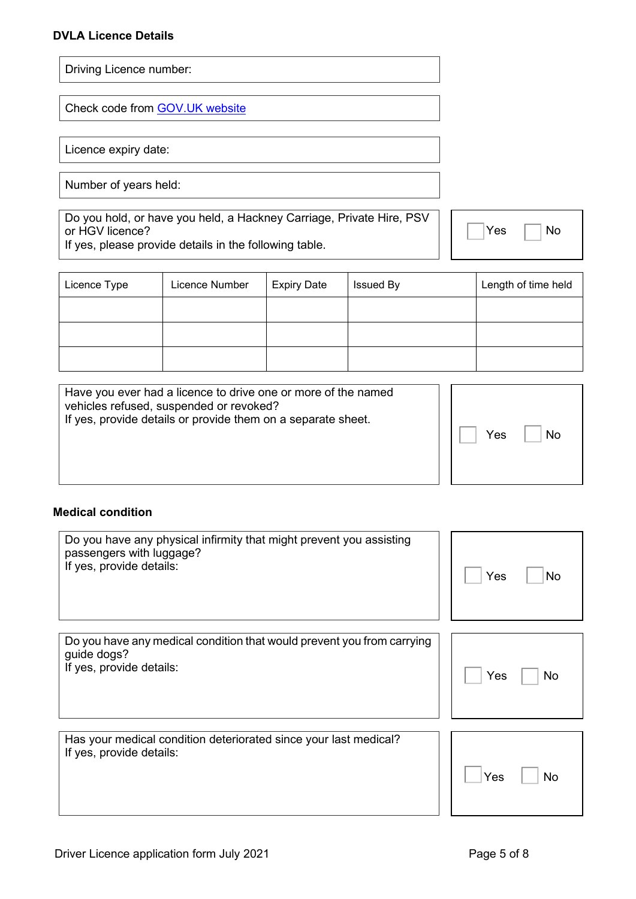**DVLA Licence Details**

Driving Licence number:

Check code from [GOV.UK website]

Licence expiry date:

Number of years held:

Do you hold, or have you held, a Hackney Carriage, Private Hire, PSV or HGV licence?
If yes, please provide details in the following table.

☐ Yes ☐ No

| Licence Type | Licence Number | Expiry Date | Issued By | Length of time held |
|---|---|---|---|---|
| | | | | |
| | | | | |
| | | | | |

Have you ever had a licence to drive one or more of the named vehicles refused, suspended or revoked?
If yes, provide details or provide them on a separate sheet.

☐ Yes ☐ No

**Medical condition**

Do you have any physical infirmity that might prevent you assisting passengers with luggage?
If yes, provide details:

☐ Yes ☐ No

Do you have any medical condition that would prevent you from carrying guide dogs?
If yes, provide details:

☐ Yes ☐ No

Has your medical condition deteriorated since your last medical?
If yes, provide details:

☐ Yes ☐ No

Driver Licence application form July 2021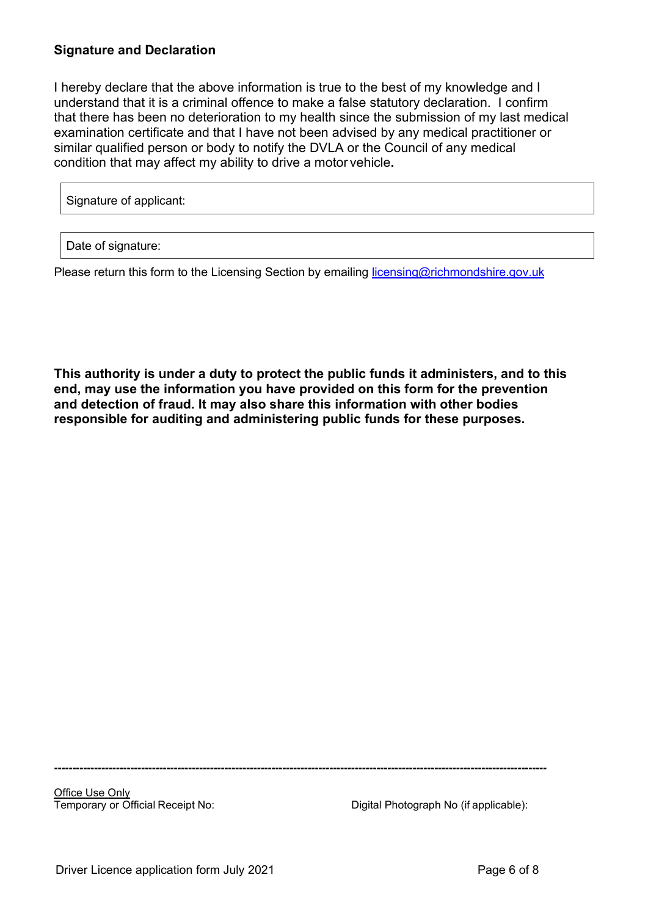## Signature and Declaration

I hereby declare that the above information is true to the best of my knowledge and I understand that it is a criminal offence to make a false statutory declaration. I confirm that there has been no deterioration to my health since the submission of my last medical examination certificate and that I have not been advised by any medical practitioner or similar qualified person or body to notify the DVLA or the Council of any medical condition that may affect my ability to drive a motor vehicle**.**

| Signature of applicant: |
|---|

| Date of signature: |
|---|

Please return this form to the Licensing Section by emailing [licensing@richmondshire.gov.uk](mailto:licensing@richmondshire.gov.uk)

**This authority is under a duty to protect the public funds it administers, and to this end, may use the information you have provided on this form for the prevention and detection of fraud. It may also share this information with other bodies responsible for auditing and administering public funds for these purposes.**

---

Office Use Only

Temporary or Official Receipt No: Digital Photograph No (if applicable):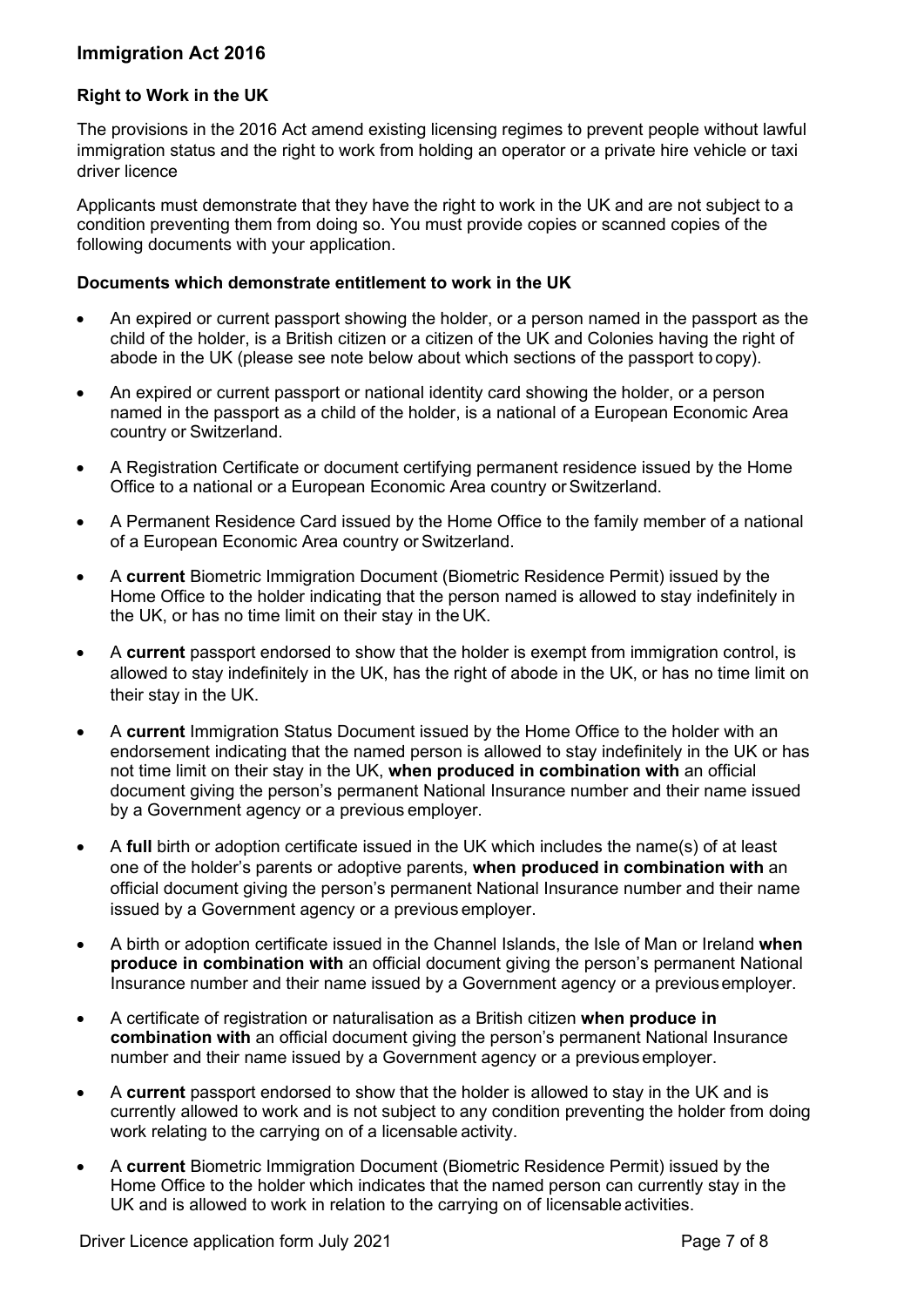## Immigration Act 2016

### Right to Work in the UK

The provisions in the 2016 Act amend existing licensing regimes to prevent people without lawful immigration status and the right to work from holding an operator or a private hire vehicle or taxi driver licence

Applicants must demonstrate that they have the right to work in the UK and are not subject to a condition preventing them from doing so. You must provide copies or scanned copies of the following documents with your application.

### Documents which demonstrate entitlement to work in the UK

- An expired or current passport showing the holder, or a person named in the passport as the child of the holder, is a British citizen or a citizen of the UK and Colonies having the right of abode in the UK (please see note below about which sections of the passport to copy).
- An expired or current passport or national identity card showing the holder, or a person named in the passport as a child of the holder, is a national of a European Economic Area country or Switzerland.
- A Registration Certificate or document certifying permanent residence issued by the Home Office to a national or a European Economic Area country or Switzerland.
- A Permanent Residence Card issued by the Home Office to the family member of a national of a European Economic Area country or Switzerland.
- A **current** Biometric Immigration Document (Biometric Residence Permit) issued by the Home Office to the holder indicating that the person named is allowed to stay indefinitely in the UK, or has no time limit on their stay in the UK.
- A **current** passport endorsed to show that the holder is exempt from immigration control, is allowed to stay indefinitely in the UK, has the right of abode in the UK, or has no time limit on their stay in the UK.
- A **current** Immigration Status Document issued by the Home Office to the holder with an endorsement indicating that the named person is allowed to stay indefinitely in the UK or has not time limit on their stay in the UK, **when produced in combination with** an official document giving the person's permanent National Insurance number and their name issued by a Government agency or a previous employer.
- A **full** birth or adoption certificate issued in the UK which includes the name(s) of at least one of the holder's parents or adoptive parents, **when produced in combination with** an official document giving the person's permanent National Insurance number and their name issued by a Government agency or a previous employer.
- A birth or adoption certificate issued in the Channel Islands, the Isle of Man or Ireland **when produce in combination with** an official document giving the person's permanent National Insurance number and their name issued by a Government agency or a previous employer.
- A certificate of registration or naturalisation as a British citizen **when produce in combination with** an official document giving the person's permanent National Insurance number and their name issued by a Government agency or a previous employer.
- A **current** passport endorsed to show that the holder is allowed to stay in the UK and is currently allowed to work and is not subject to any condition preventing the holder from doing work relating to the carrying on of a licensable activity.
- A **current** Biometric Immigration Document (Biometric Residence Permit) issued by the Home Office to the holder which indicates that the named person can currently stay in the UK and is allowed to work in relation to the carrying on of licensable activities.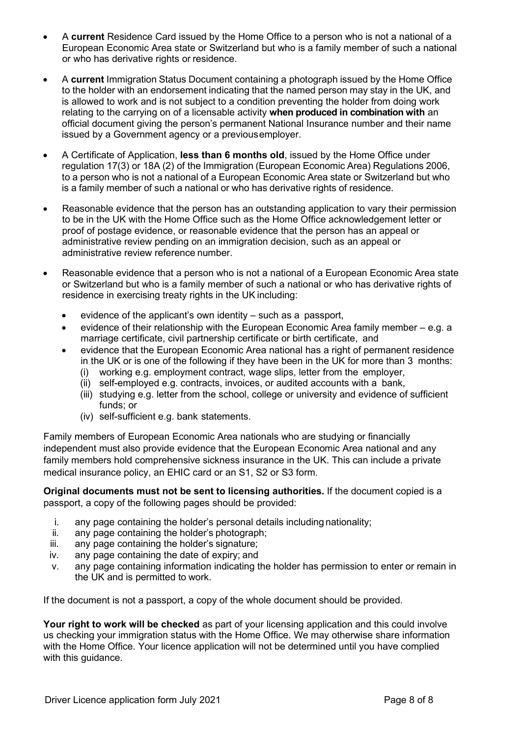- A **current** Residence Card issued by the Home Office to a person who is not a national of a European Economic Area state or Switzerland but who is a family member of such a national or who has derivative rights or residence.

- A **current** Immigration Status Document containing a photograph issued by the Home Office to the holder with an endorsement indicating that the named person may stay in the UK, and is allowed to work and is not subject to a condition preventing the holder from doing work relating to the carrying on of a licensable activity **when produced in combination with** an official document giving the person's permanent National Insurance number and their name issued by a Government agency or a previous employer.

- A Certificate of Application, **less than 6 months old**, issued by the Home Office under regulation 17(3) or 18A (2) of the Immigration (European Economic Area) Regulations 2006, to a person who is not a national of a European Economic Area state or Switzerland but who is a family member of such a national or who has derivative rights of residence.

- Reasonable evidence that the person has an outstanding application to vary their permission to be in the UK with the Home Office such as the Home Office acknowledgement letter or proof of postage evidence, or reasonable evidence that the person has an appeal or administrative review pending on an immigration decision, such as an appeal or administrative review reference number.

- Reasonable evidence that a person who is not a national of a European Economic Area state or Switzerland but who is a family member of such a national or who has derivative rights of residence in exercising treaty rights in the UK including:
  - evidence of the applicant's own identity – such as a passport,
  - evidence of their relationship with the European Economic Area family member – e.g. a marriage certificate, civil partnership certificate or birth certificate, and
  - evidence that the European Economic Area national has a right of permanent residence in the UK or is one of the following if they have been in the UK for more than 3 months:
    - (i) working e.g. employment contract, wage slips, letter from the employer,
    - (ii) self-employed e.g. contracts, invoices, or audited accounts with a bank,
    - (iii) studying e.g. letter from the school, college or university and evidence of sufficient funds; or
    - (iv) self-sufficient e.g. bank statements.

Family members of European Economic Area nationals who are studying or financially independent must also provide evidence that the European Economic Area national and any family members hold comprehensive sickness insurance in the UK. This can include a private medical insurance policy, an EHIC card or an S1, S2 or S3 form.

**Original documents must not be sent to licensing authorities.** If the document copied is a passport, a copy of the following pages should be provided:

i. any page containing the holder's personal details including nationality;
ii. any page containing the holder's photograph;
iii. any page containing the holder's signature;
iv. any page containing the date of expiry; and
v. any page containing information indicating the holder has permission to enter or remain in the UK and is permitted to work.

If the document is not a passport, a copy of the whole document should be provided.

**Your right to work will be checked** as part of your licensing application and this could involve us checking your immigration status with the Home Office. We may otherwise share information with the Home Office. Your licence application will not be determined until you have complied with this guidance.